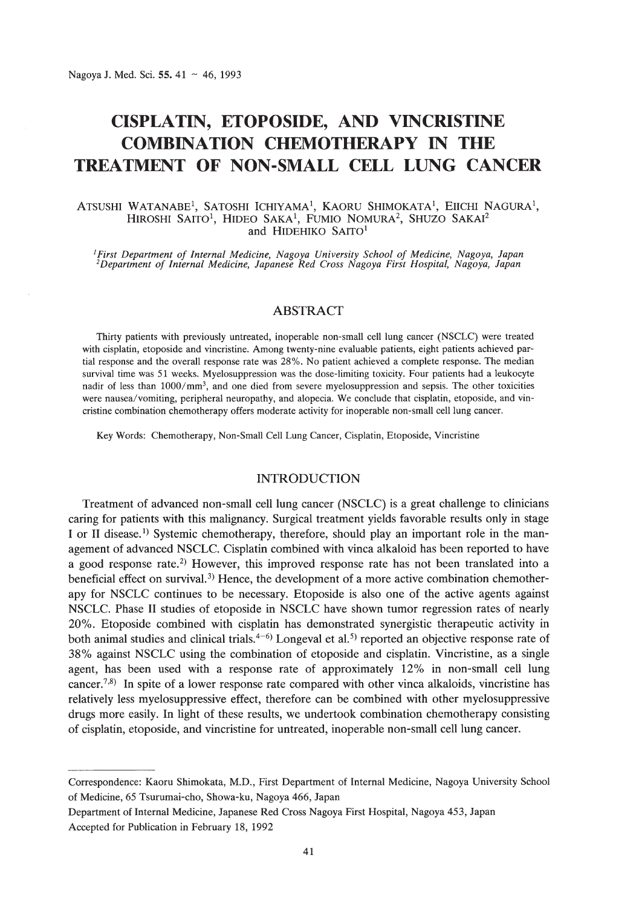# CISPLATIN, ETOPOSIDE, AND VINCRISTINE COMBINATION CHEMOTHERAPY IN THE TREATMENT OF NON-SMALL CELL LUNG CANCER

ATSUSHI WATANABE[1], SATOSHI ICHIYAMA[1], KAORU SHIMOKATA[1], EIICHI NAGURA[1], HIROSHI SAITO[1], HIDEO SAKA[1], FUMIO NOMURA[2], SHUZO SAKAI[2] and HIDEHIKO SAITO[1]

[1]*First Department of Internal Medicine, Nagoya University School of Medicine, Nagoya, Japan*
[2]*Department of Internal Medicine, Japanese Red Cross Nagoya First Hospital, Nagoya, Japan*

## ABSTRACT

Thirty patients with previously untreated, inoperable non-small cell lung cancer (NSCLC) were treated with cisplatin, etoposide and vincristine. Among twenty-nine evaluable patients, eight patients achieved partial response and the overall response rate was 28%. No patient achieved a complete response. The median survival time was 51 weeks. Myelosuppression was the dose-limiting toxicity. Four patients had a leukocyte nadir of less than $1000/mm^3$, and one died from severe myelosuppression and sepsis. The other toxicities were nausea/vomiting, peripheral neuropathy, and alopecia. We conclude that cisplatin, etoposide, and vincristine combination chemotherapy offers moderate activity for inoperable non-small cell lung cancer.

Key Words: Chemotherapy, Non-Small Cell Lung Cancer, Cisplatin, Etoposide, Vincristine

## INTRODUCTION

Treatment of advanced non-small cell lung cancer (NSCLC) is a great challenge to clinicians caring for patients with this malignancy. Surgical treatment yields favorable results only in stage I or II disease.[1] Systemic chemotherapy, therefore, should play an important role in the management of advanced NSCLC. Cisplatin combined with vinca alkaloid has been reported to have a good response rate.[2] However, this improved response rate has not been translated into a beneficial effect on survival.[3] Hence, the development of a more active combination chemotherapy for NSCLC continues to be necessary. Etoposide is also one of the active agents against NSCLC. Phase II studies of etoposide in NSCLC have shown tumor regression rates of nearly 20%. Etoposide combined with cisplatin has demonstrated synergistic therapeutic activity in both animal studies and clinical trials.[4-6] Longeval et al.[5] reported an objective response rate of 38% against NSCLC using the combination of etoposide and cisplatin. Vincristine, as a single agent, has been used with a response rate of approximately 12% in non-small cell lung cancer.[7,8] In spite of a lower response rate compared with other vinca alkaloids, vincristine has relatively less myelosuppressive effect, therefore can be combined with other myelosuppressive drugs more easily. In light of these results, we undertook combination chemotherapy consisting of cisplatin, etoposide, and vincristine for untreated, inoperable non-small cell lung cancer.

---

Correspondence: Kaoru Shimokata, M.D., First Department of Internal Medicine, Nagoya University School of Medicine, 65 Tsurumai-cho, Showa-ku, Nagoya 466, Japan

Department of Internal Medicine, Japanese Red Cross Nagoya First Hospital, Nagoya 453, Japan

Accepted for Publication in February 18, 1992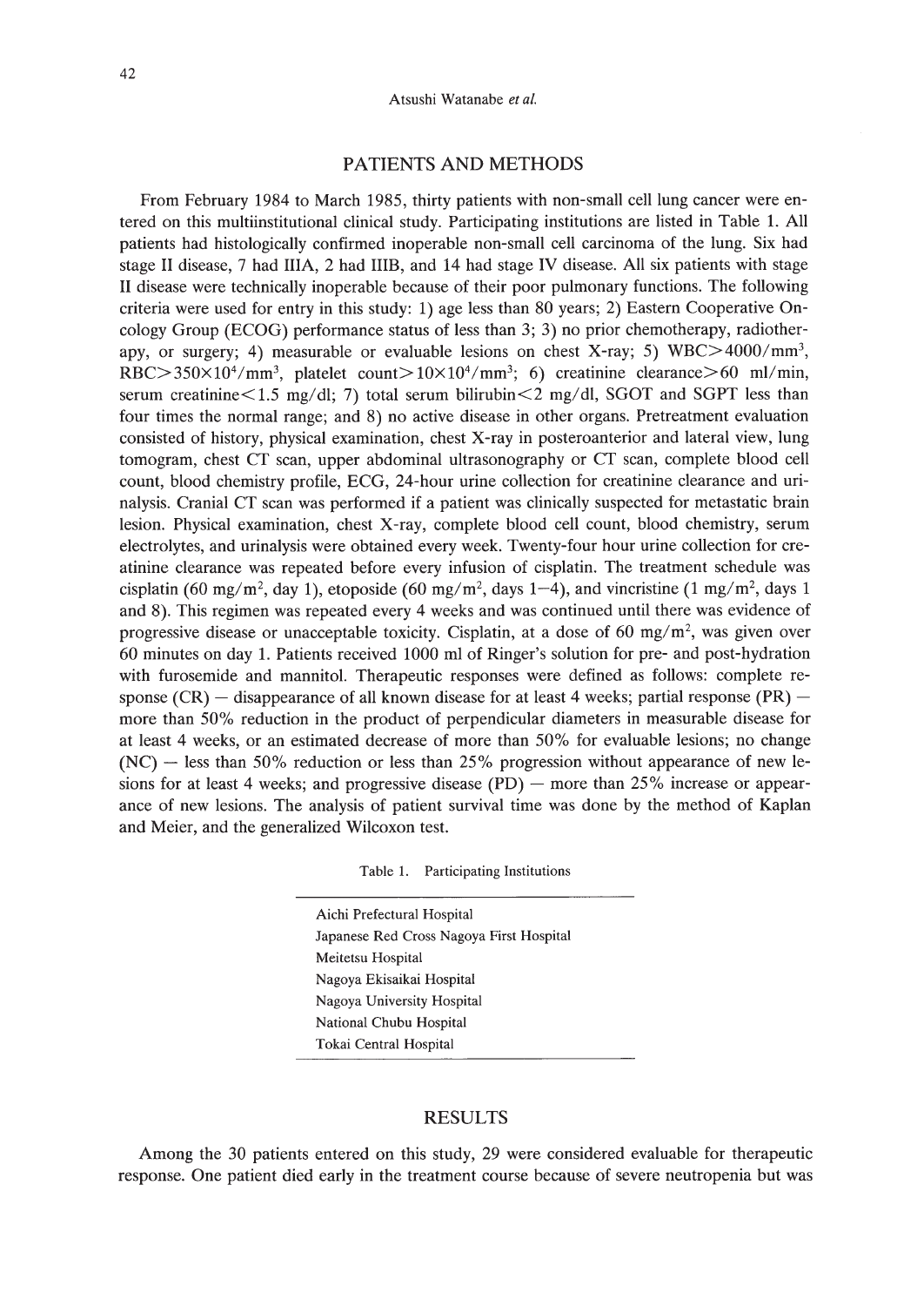## PATIENTS AND METHODS

From February 1984 to March 1985, thirty patients with non-small cell lung cancer were entered on this multiinstitutional clinical study. Participating institutions are listed in Table 1. All patients had histologically confirmed inoperable non-small cell carcinoma of the lung. Six had stage II disease, 7 had IIIA, 2 had IIIB, and 14 had stage IV disease. All six patients with stage II disease were technically inoperable because of their poor pulmonary functions. The following criteria were used for entry in this study: 1) age less than 80 years; 2) Eastern Cooperative Oncology Group (ECOG) performance status of less than 3; 3) no prior chemotherapy, radiotherapy, or surgery; 4) measurable or evaluable lesions on chest X-ray; 5) WBC$>$4000/mm$^3$, RBC$>$350$\times$10$^4$/mm$^3$, platelet count$>$10$\times$10$^4$/mm$^3$; 6) creatinine clearance$>$60 ml/min, serum creatinine$<$1.5 mg/dl; 7) total serum bilirubin$<$2 mg/dl, SGOT and SGPT less than four times the normal range; and 8) no active disease in other organs. Pretreatment evaluation consisted of history, physical examination, chest X-ray in posteroanterior and lateral view, lung tomogram, chest CT scan, upper abdominal ultrasonography or CT scan, complete blood cell count, blood chemistry profile, ECG, 24-hour urine collection for creatinine clearance and urinalysis. Cranial CT scan was performed if a patient was clinically suspected for metastatic brain lesion. Physical examination, chest X-ray, complete blood cell count, blood chemistry, serum electrolytes, and urinalysis were obtained every week. Twenty-four hour urine collection for creatinine clearance was repeated before every infusion of cisplatin. The treatment schedule was cisplatin (60 mg/m$^2$, day 1), etoposide (60 mg/m$^2$, days 1–4), and vincristine (1 mg/m$^2$, days 1 and 8). This regimen was repeated every 4 weeks and was continued until there was evidence of progressive disease or unacceptable toxicity. Cisplatin, at a dose of 60 mg/m$^2$, was given over 60 minutes on day 1. Patients received 1000 ml of Ringer's solution for pre- and post-hydration with furosemide and mannitol. Therapeutic responses were defined as follows: complete response (CR) — disappearance of all known disease for at least 4 weeks; partial response (PR) — more than 50% reduction in the product of perpendicular diameters in measurable disease for at least 4 weeks, or an estimated decrease of more than 50% for evaluable lesions; no change (NC) — less than 50% reduction or less than 25% progression without appearance of new lesions for at least 4 weeks; and progressive disease (PD) — more than 25% increase or appearance of new lesions. The analysis of patient survival time was done by the method of Kaplan and Meier, and the generalized Wilcoxon test.

Table 1. Participating Institutions

| |
|---|
| Aichi Prefectural Hospital |
| Japanese Red Cross Nagoya First Hospital |
| Meitetsu Hospital |
| Nagoya Ekisaikai Hospital |
| Nagoya University Hospital |
| National Chubu Hospital |
| Tokai Central Hospital |

## RESULTS

Among the 30 patients entered on this study, 29 were considered evaluable for therapeutic response. One patient died early in the treatment course because of severe neutropenia but was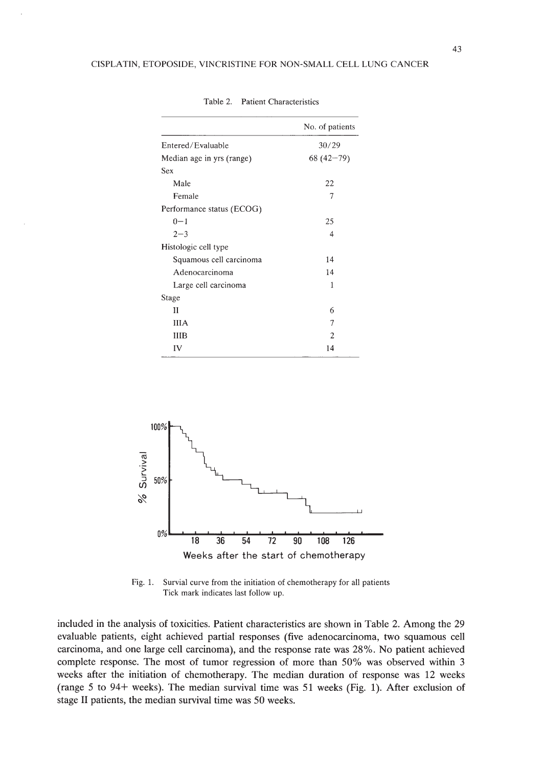Table 2. Patient Characteristics

| | No. of patients |
|---|---|
| Entered/Evaluable | 30/29 |
| Median age in yrs (range) | 68 (42–79) |
| Sex | |
| Male | 22 |
| Female | 7 |
| Performance status (ECOG) | |
| 0–1 | 25 |
| 2–3 | 4 |
| Histologic cell type | |
| Squamous cell carcinoma | 14 |
| Adenocarcinoma | 14 |
| Large cell carcinoma | 1 |
| Stage | |
| II | 6 |
| IIIA | 7 |
| IIIB | 2 |
| IV | 14 |

Fig. 1. Survial curve from the initiation of chemotherapy for all patients
Tick mark indicates last follow up.

included in the analysis of toxicities. Patient characteristics are shown in Table 2. Among the 29 evaluable patients, eight achieved partial responses (five adenocarcinoma, two squamous cell carcinoma, and one large cell carcinoma), and the response rate was 28%. No patient achieved complete response. The most of tumor regression of more than 50% was observed within 3 weeks after the initiation of chemotherapy. The median duration of response was 12 weeks (range 5 to 94+ weeks). The median survival time was 51 weeks (Fig. 1). After exclusion of stage II patients, the median survival time was 50 weeks.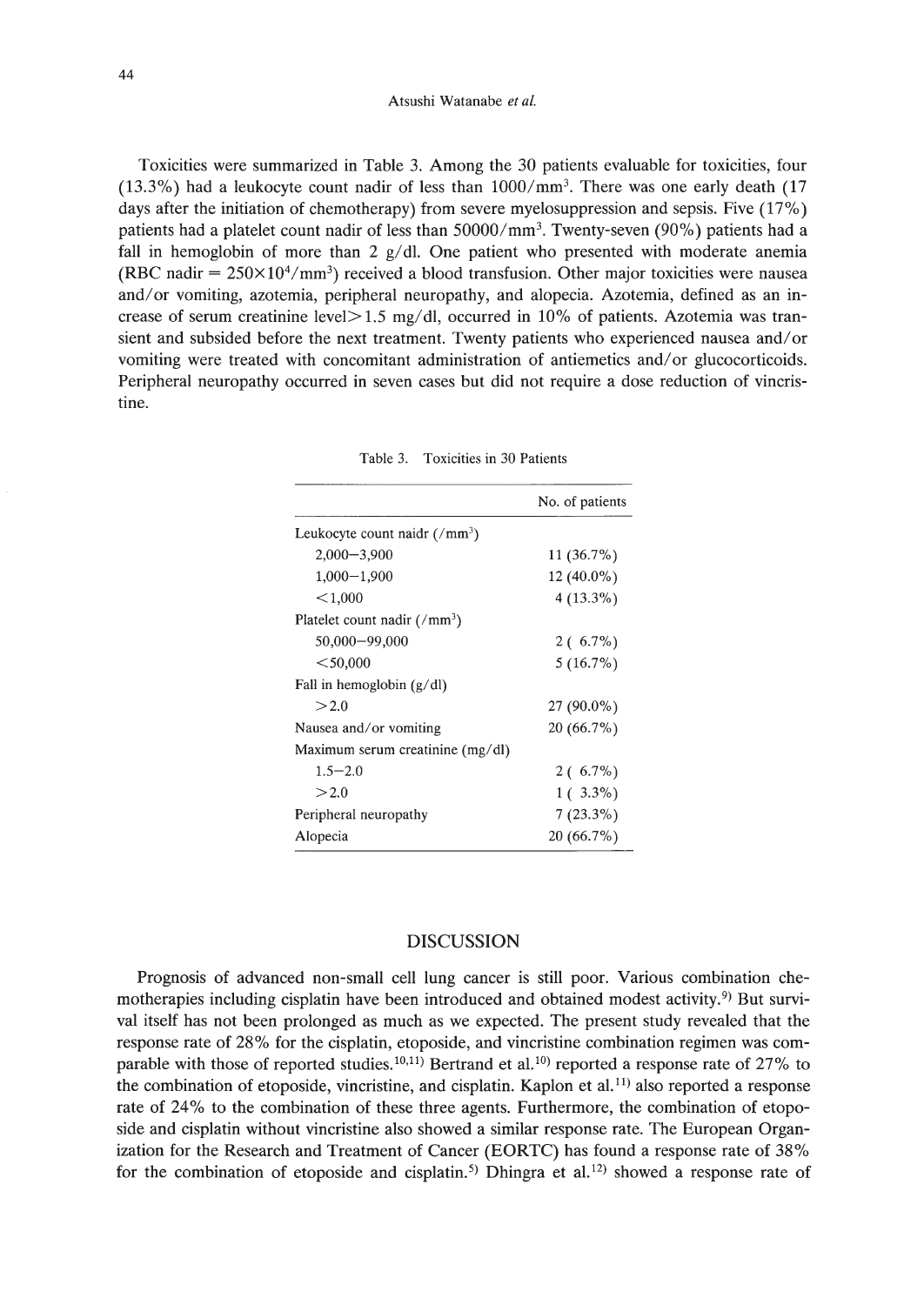Toxicities were summarized in Table 3. Among the 30 patients evaluable for toxicities, four (13.3%) had a leukocyte count nadir of less than $1000/mm^3$. There was one early death (17 days after the initiation of chemotherapy) from severe myelosuppression and sepsis. Five (17%) patients had a platelet count nadir of less than $50000/mm^3$. Twenty-seven (90%) patients had a fall in hemoglobin of more than 2 g/dl. One patient who presented with moderate anemia (RBC nadir = $250\times10^4/mm^3$) received a blood transfusion. Other major toxicities were nausea and/or vomiting, azotemia, peripheral neuropathy, and alopecia. Azotemia, defined as an increase of serum creatinine level>1.5 mg/dl, occurred in 10% of patients. Azotemia was transient and subsided before the next treatment. Twenty patients who experienced nausea and/or vomiting were treated with concomitant administration of antiemetics and/or glucocorticoids. Peripheral neuropathy occurred in seven cases but did not require a dose reduction of vincristine.

Table 3. Toxicities in 30 Patients

| | No. of patients |
|---|---|
| Leukocyte count naidr ($/mm^3$) | |
| 2,000–3,900 | 11 (36.7%) |
| 1,000–1,900 | 12 (40.0%) |
| <1,000 | 4 (13.3%) |
| Platelet count nadir ($/mm^3$) | |
| 50,000–99,000 | 2 ( 6.7%) |
| <50,000 | 5 (16.7%) |
| Fall in hemoglobin (g/dl) | |
| >2.0 | 27 (90.0%) |
| Nausea and/or vomiting | 20 (66.7%) |
| Maximum serum creatinine (mg/dl) | |
| 1.5–2.0 | 2 ( 6.7%) |
| >2.0 | 1 ( 3.3%) |
| Peripheral neuropathy | 7 (23.3%) |
| Alopecia | 20 (66.7%) |

## DISCUSSION

Prognosis of advanced non-small cell lung cancer is still poor. Various combination chemotherapies including cisplatin have been introduced and obtained modest activity.[9] But survival itself has not been prolonged as much as we expected. The present study revealed that the response rate of 28% for the cisplatin, etoposide, and vincristine combination regimen was comparable with those of reported studies.[10,11] Bertrand et al.[10] reported a response rate of 27% to the combination of etoposide, vincristine, and cisplatin. Kaplon et al.[11] also reported a response rate of 24% to the combination of these three agents. Furthermore, the combination of etoposide and cisplatin without vincristine also showed a similar response rate. The European Organization for the Research and Treatment of Cancer (EORTC) has found a response rate of 38% for the combination of etoposide and cisplatin.[5] Dhingra et al.[12] showed a response rate of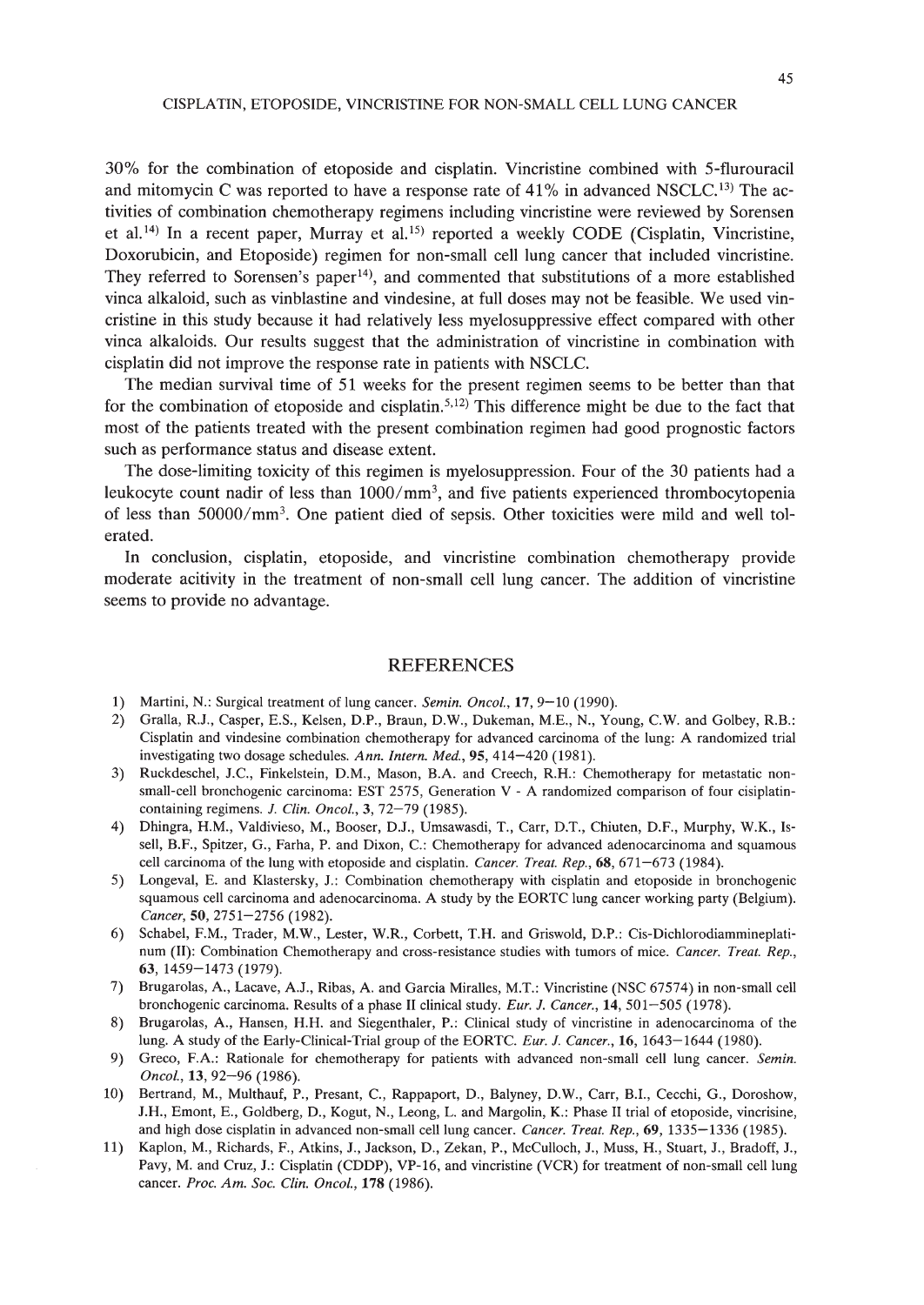30% for the combination of etoposide and cisplatin. Vincristine combined with 5-flurouracil and mitomycin C was reported to have a response rate of 41% in advanced NSCLC.[13] The activities of combination chemotherapy regimens including vincristine were reviewed by Sorensen et al.[14] In a recent paper, Murray et al.[15] reported a weekly CODE (Cisplatin, Vincristine, Doxorubicin, and Etoposide) regimen for non-small cell lung cancer that included vincristine. They referred to Sorensen's paper[14], and commented that substitutions of a more established vinca alkaloid, such as vinblastine and vindesine, at full doses may not be feasible. We used vincristine in this study because it had relatively less myelosuppressive effect compared with other vinca alkaloids. Our results suggest that the administration of vincristine in combination with cisplatin did not improve the response rate in patients with NSCLC.

The median survival time of 51 weeks for the present regimen seems to be better than that for the combination of etoposide and cisplatin.[5,12] This difference might be due to the fact that most of the patients treated with the present combination regimen had good prognostic factors such as performance status and disease extent.

The dose-limiting toxicity of this regimen is myelosuppression. Four of the 30 patients had a leukocyte count nadir of less than $1000/mm^3$, and five patients experienced thrombocytopenia of less than $50000/mm^3$. One patient died of sepsis. Other toxicities were mild and well tolerated.

In conclusion, cisplatin, etoposide, and vincristine combination chemotherapy provide moderate acitivity in the treatment of non-small cell lung cancer. The addition of vincristine seems to provide no advantage.

## REFERENCES

1) Martini, N.: Surgical treatment of lung cancer. *Semin. Oncol.*, **17**, 9–10 (1990).
2) Gralla, R.J., Casper, E.S., Kelsen, D.P., Braun, D.W., Dukeman, M.E., N., Young, C.W. and Golbey, R.B.: Cisplatin and vindesine combination chemotherapy for advanced carcinoma of the lung: A randomized trial investigating two dosage schedules. *Ann. Intern. Med.*, **95**, 414–420 (1981).
3) Ruckdeschel, J.C., Finkelstein, D.M., Mason, B.A. and Creech, R.H.: Chemotherapy for metastatic non-small-cell bronchogenic carcinoma: EST 2575, Generation V - A randomized comparison of four cisiplatin-containing regimens. *J. Clin. Oncol.*, **3**, 72–79 (1985).
4) Dhingra, H.M., Valdivieso, M., Booser, D.J., Umsawasdi, T., Carr, D.T., Chiuten, D.F., Murphy, W.K., Issell, B.F., Spitzer, G., Farha, P. and Dixon, C.: Chemotherapy for advanced adenocarcinoma and squamous cell carcinoma of the lung with etoposide and cisplatin. *Cancer. Treat. Rep.*, **68**, 671–673 (1984).
5) Longeval, E. and Klastersky, J.: Combination chemotherapy with cisplatin and etoposide in bronchogenic squamous cell carcinoma and adenocarcinoma. A study by the EORTC lung cancer working party (Belgium). *Cancer*, **50**, 2751–2756 (1982).
6) Schabel, F.M., Trader, M.W., Lester, W.R., Corbett, T.H. and Griswold, D.P.: Cis-Dichlorodiammineplatinum (II): Combination Chemotherapy and cross-resistance studies with tumors of mice. *Cancer. Treat. Rep.*, **63**, 1459–1473 (1979).
7) Brugarolas, A., Lacave, A.J., Ribas, A. and Garcia Miralles, M.T.: Vincristine (NSC 67574) in non-small cell bronchogenic carcinoma. Results of a phase II clinical study. *Eur. J. Cancer.*, **14**, 501–505 (1978).
8) Brugarolas, A., Hansen, H.H. and Siegenthaler, P.: Clinical study of vincristine in adenocarcinoma of the lung. A study of the Early-Clinical-Trial group of the EORTC. *Eur. J. Cancer.*, **16**, 1643–1644 (1980).
9) Greco, F.A.: Rationale for chemotherapy for patients with advanced non-small cell lung cancer. *Semin. Oncol.*, **13**, 92–96 (1986).
10) Bertrand, M., Multhauf, P., Presant, C., Rappaport, D., Balyney, D.W., Carr, B.I., Cecchi, G., Doroshow, J.H., Emont, E., Goldberg, D., Kogut, N., Leong, L. and Margolin, K.: Phase II trial of etoposide, vincrisine, and high dose cisplatin in advanced non-small cell lung cancer. *Cancer. Treat. Rep.*, **69**, 1335–1336 (1985).
11) Kaplon, M., Richards, F., Atkins, J., Jackson, D., Zekan, P., McCulloch, J., Muss, H., Stuart, J., Bradoff, J., Pavy, M. and Cruz, J.: Cisplatin (CDDP), VP-16, and vincristine (VCR) for treatment of non-small cell lung cancer. *Proc. Am. Soc. Clin. Oncol.*, **178** (1986).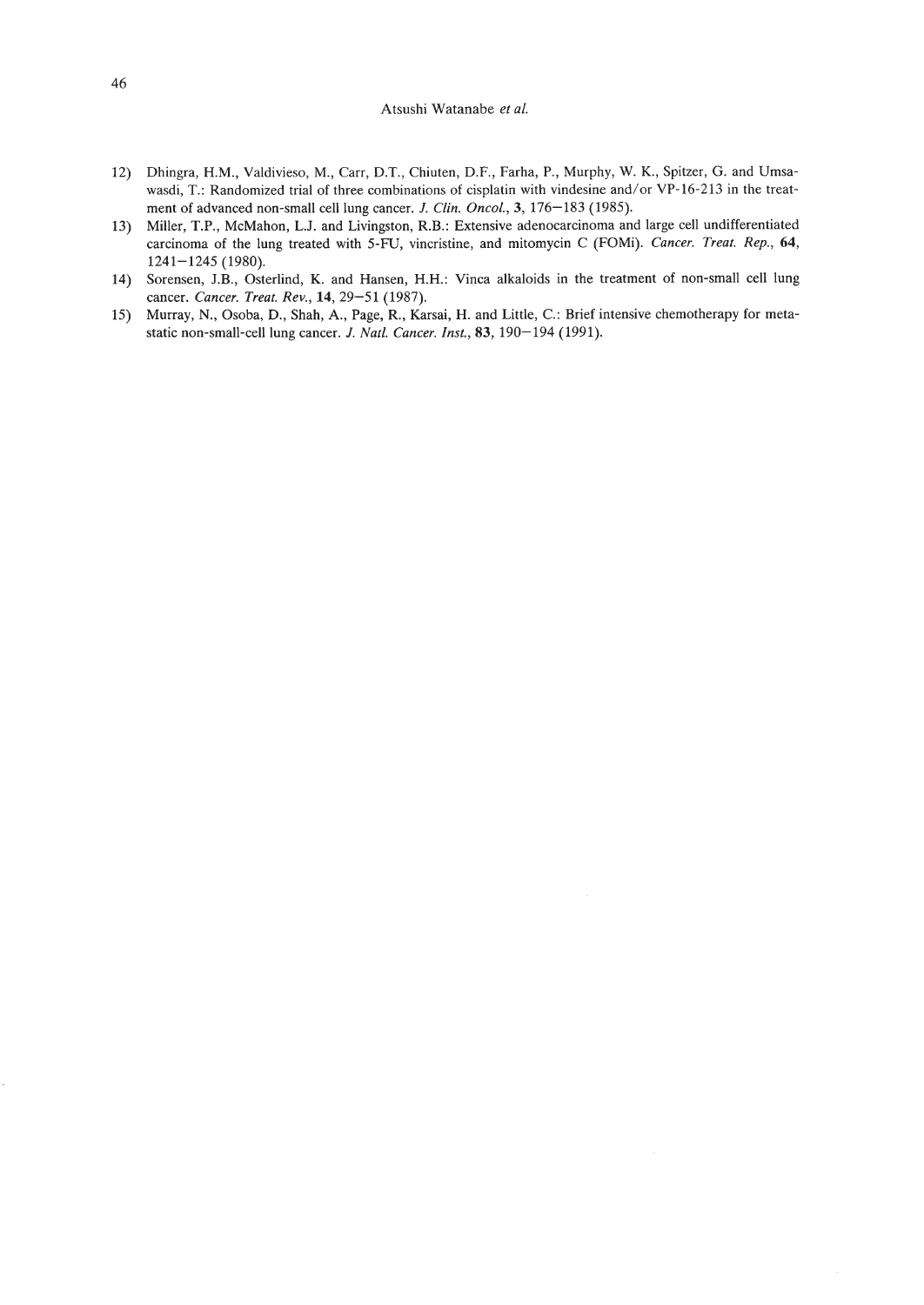12) Dhingra, H.M., Valdivieso, M., Carr, D.T., Chiuten, D.F., Farha, P., Murphy, W. K., Spitzer, G. and Umsawasdi, T.: Randomized trial of three combinations of cisplatin with vindesine and/or VP-16-213 in the treatment of advanced non-small cell lung cancer. *J. Clin. Oncol.*, **3**, 176–183 (1985).
13) Miller, T.P., McMahon, L.J. and Livingston, R.B.: Extensive adenocarcinoma and large cell undifferentiated carcinoma of the lung treated with 5-FU, vincristine, and mitomycin C (FOMi). *Cancer. Treat. Rep.*, **64**, 1241–1245 (1980).
14) Sorensen, J.B., Osterlind, K. and Hansen, H.H.: Vinca alkaloids in the treatment of non-small cell lung cancer. *Cancer. Treat. Rev.*, **14**, 29–51 (1987).
15) Murray, N., Osoba, D., Shah, A., Page, R., Karsai, H. and Little, C.: Brief intensive chemotherapy for metastatic non-small-cell lung cancer. *J. Natl. Cancer. Inst.*, **83**, 190–194 (1991).